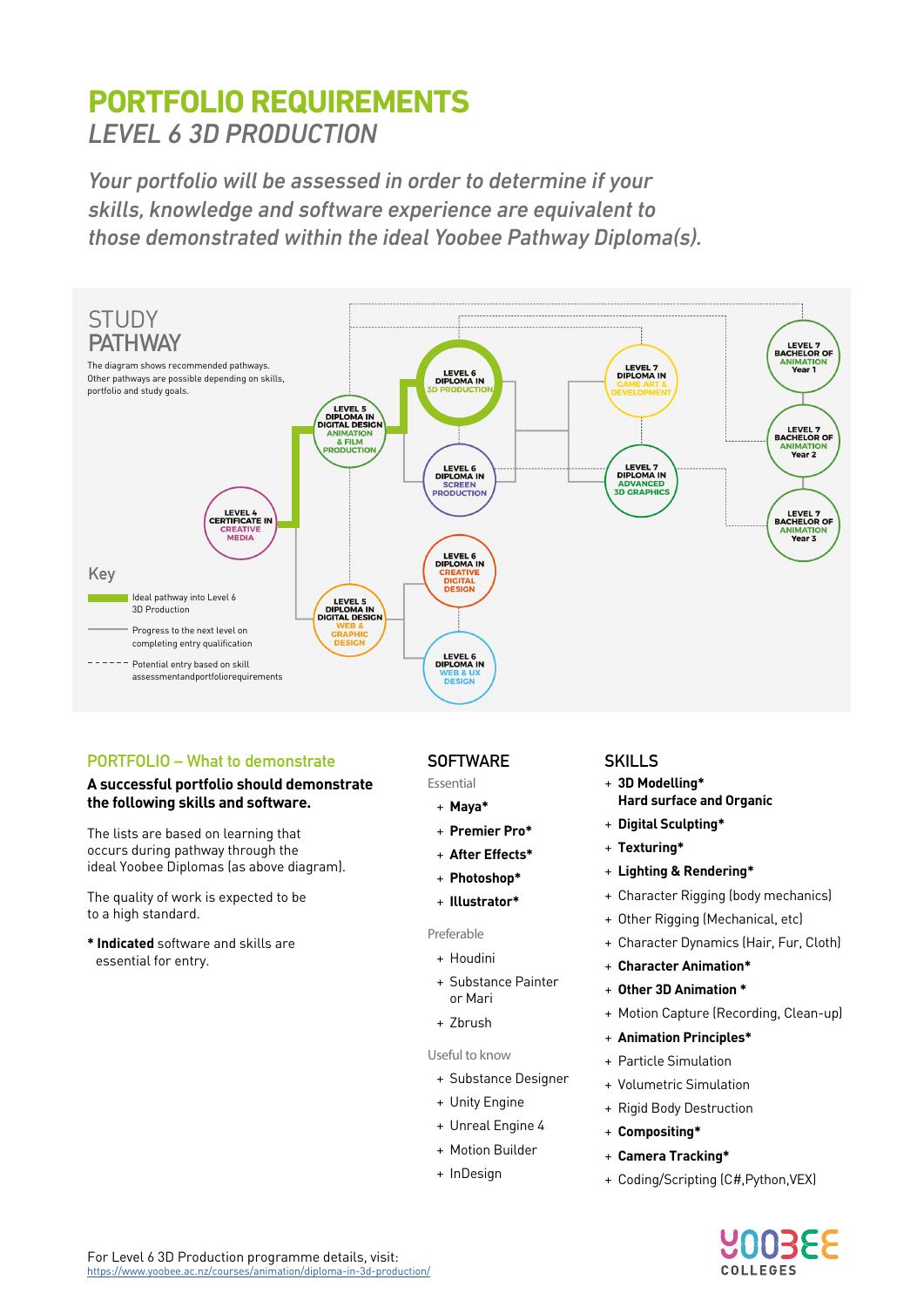# PORTFOLIO REQUIREMENTS

## *LEVEL 6 3D PRODUCTION*

*Your portfolio will be assessed in order to determine if your skills, knowledge and software experience are equivalent to those demonstrated within the ideal Yoobee Pathway Diploma(s).*

## STUDY PATHWAY

The diagram shows recommended pathways. Other pathways are possible depending on skills, portfolio and study goals.

- LEVEL 4 CERTIFICATE IN CREATIVE MEDIA
- LEVEL 5 DIPLOMA IN DIGITAL DESIGN ANIMATION & FILM PRODUCTION
- LEVEL 5 DIPLOMA IN DIGITAL DESIGN WEB & GRAPHIC DESIGN
- LEVEL 6 DIPLOMA IN 3D PRODUCTION
- LEVEL 6 DIPLOMA IN SCREEN PRODUCTION
- LEVEL 6 DIPLOMA IN CREATIVE DIGITAL DESIGN
- LEVEL 6 DIPLOMA IN WEB & UX DESIGN
- LEVEL 7 DIPLOMA IN GAME ART & DEVELOPMENT
- LEVEL 7 DIPLOMA IN ADVANCED 3D GRAPHICS
- LEVEL 7 BACHELOR OF ANIMATION Year 1
- LEVEL 7 BACHELOR OF ANIMATION Year 2
- LEVEL 7 BACHELOR OF ANIMATION Year 3

### Key

- Ideal pathway into Level 6 3D Production
- Progress to the next level on completing entry qualification
- Potential entry based on skill assessmentandportfoliorequirements

## PORTFOLIO – What to demonstrate

**A successful portfolio should demonstrate the following skills and software.**

The lists are based on learning that occurs during pathway through the ideal Yoobee Diplomas (as above diagram).

The quality of work is expected to be to a high standard.

**\* Indicated** software and skills are essential for entry.

## SOFTWARE

Essential

- **Maya\***
- **Premier Pro\***
- **After Effects\***
- **Photoshop\***
- **Illustrator\***

Preferable

- Houdini
- Substance Painter or Mari
- Zbrush

Useful to know

- Substance Designer
- Unity Engine
- Unreal Engine 4
- Motion Builder
- InDesign

## SKILLS

- **3D Modelling\* Hard surface and Organic**
- **Digital Sculpting\***
- **Texturing\***
- **Lighting & Rendering\***
- Character Rigging (body mechanics)
- Other Rigging (Mechanical, etc)
- Character Dynamics (Hair, Fur, Cloth)
- **Character Animation\***
- **Other 3D Animation \***
- Motion Capture (Recording, Clean-up)
- **Animation Principles\***
- Particle Simulation
- Volumetric Simulation
- Rigid Body Destruction
- **Compositing\***
- **Camera Tracking\***
- Coding/Scripting (C#,Python,VEX)

For Level 6 3D Production programme details, visit:
https://www.yoobee.ac.nz/courses/animation/diploma-in-3d-production/

YOOBEE COLLEGES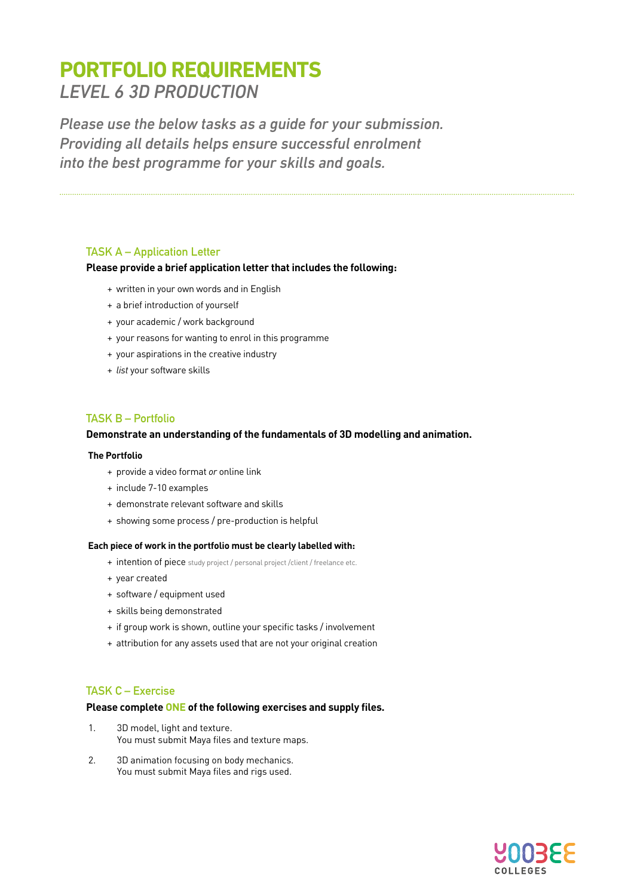# PORTFOLIO REQUIREMENTS

*LEVEL 6 3D PRODUCTION*

*Please use the below tasks as a guide for your submission. Providing all details helps ensure successful enrolment into the best programme for your skills and goals.*

## TASK A – Application Letter

**Please provide a brief application letter that includes the following:**

+ written in your own words and in English
+ a brief introduction of yourself
+ your academic / work background
+ your reasons for wanting to enrol in this programme
+ your aspirations in the creative industry
+ *list* your software skills

## TASK B – Portfolio

**Demonstrate an understanding of the fundamentals of 3D modelling and animation.**

**The Portfolio**

+ provide a video format *or* online link
+ include 7-10 examples
+ demonstrate relevant software and skills
+ showing some process / pre-production is helpful

**Each piece of work in the portfolio must be clearly labelled with:**

+ intention of piece study project / personal project /client / freelance etc.
+ year created
+ software / equipment used
+ skills being demonstrated
+ if group work is shown, outline your specific tasks / involvement
+ attribution for any assets used that are not your original creation

## TASK C – Exercise

**Please complete ONE of the following exercises and supply files.**

1. 3D model, light and texture.
   You must submit Maya files and texture maps.
2. 3D animation focusing on body mechanics.
   You must submit Maya files and rigs used.

YOOBEE COLLEGES